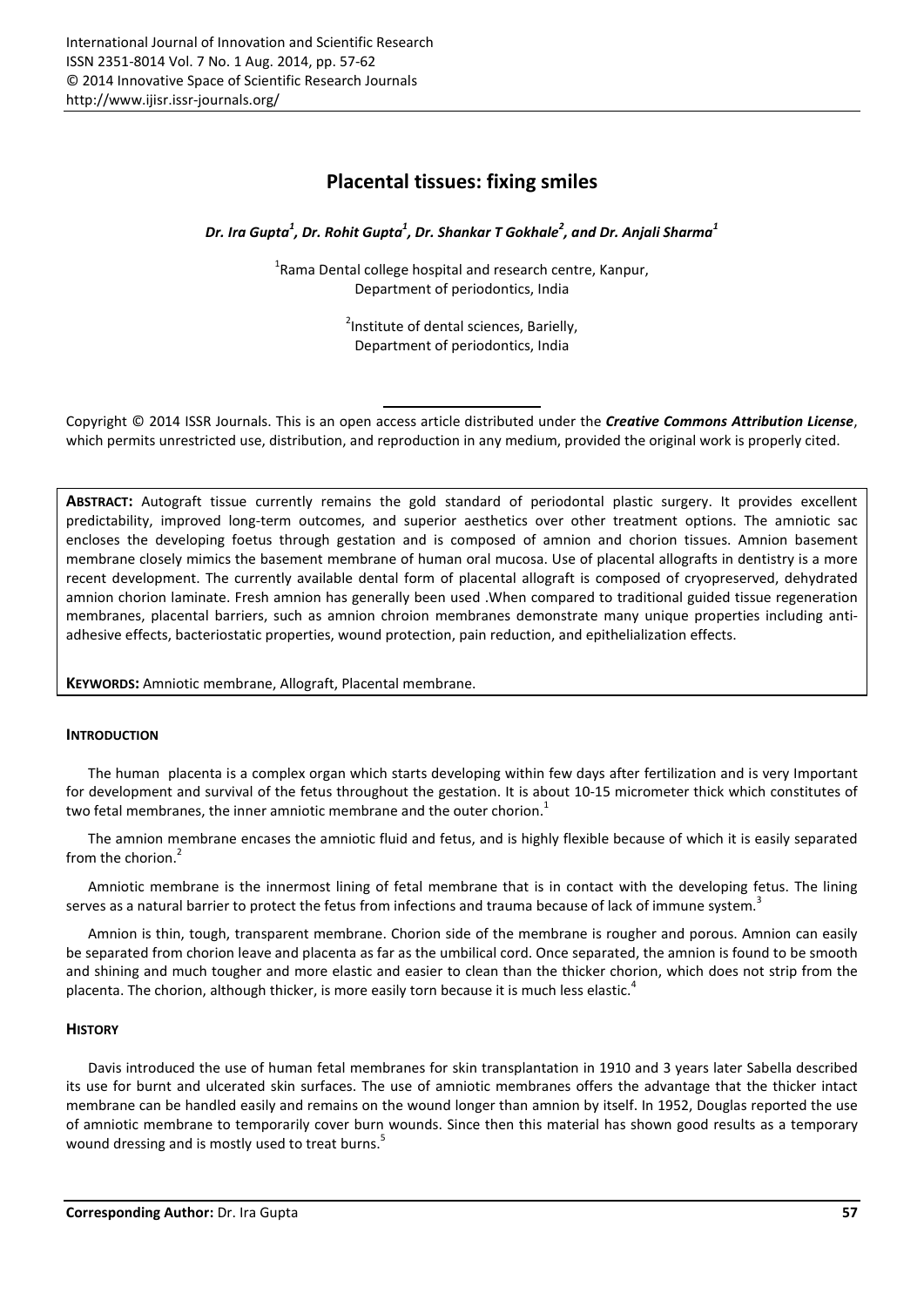# Placental tissues: fixing smiles

***Dr. Ira Gupta[1], Dr. Rohit Gupta[1], Dr. Shankar T Gokhale[2], and Dr. Anjali Sharma[1]***

[1]Rama Dental college hospital and research centre, Kanpur, Department of periodontics, India

[2]Institute of dental sciences, Barielly, Department of periodontics, India

Copyright © 2014 ISSR Journals. This is an open access article distributed under the ***Creative Commons Attribution License***, which permits unrestricted use, distribution, and reproduction in any medium, provided the original work is properly cited.

**ABSTRACT:** Autograft tissue currently remains the gold standard of periodontal plastic surgery. It provides excellent predictability, improved long-term outcomes, and superior aesthetics over other treatment options. The amniotic sac encloses the developing foetus through gestation and is composed of amnion and chorion tissues. Amnion basement membrane closely mimics the basement membrane of human oral mucosa. Use of placental allografts in dentistry is a more recent development. The currently available dental form of placental allograft is composed of cryopreserved, dehydrated amnion chorion laminate. Fresh amnion has generally been used .When compared to traditional guided tissue regeneration membranes, placental barriers, such as amnion chroion membranes demonstrate many unique properties including anti-adhesive effects, bacteriostatic properties, wound protection, pain reduction, and epithelialization effects.

**KEYWORDS:** Amniotic membrane, Allograft, Placental membrane.

## INTRODUCTION

The human placenta is a complex organ which starts developing within few days after fertilization and is very Important for development and survival of the fetus throughout the gestation. It is about 10-15 micrometer thick which constitutes of two fetal membranes, the inner amniotic membrane and the outer chorion.[1]

The amnion membrane encases the amniotic fluid and fetus, and is highly flexible because of which it is easily separated from the chorion.[2]

Amniotic membrane is the innermost lining of fetal membrane that is in contact with the developing fetus. The lining serves as a natural barrier to protect the fetus from infections and trauma because of lack of immune system.[3]

Amnion is thin, tough, transparent membrane. Chorion side of the membrane is rougher and porous. Amnion can easily be separated from chorion leave and placenta as far as the umbilical cord. Once separated, the amnion is found to be smooth and shining and much tougher and more elastic and easier to clean than the thicker chorion, which does not strip from the placenta. The chorion, although thicker, is more easily torn because it is much less elastic.[4]

## HISTORY

Davis introduced the use of human fetal membranes for skin transplantation in 1910 and 3 years later Sabella described its use for burnt and ulcerated skin surfaces. The use of amniotic membranes offers the advantage that the thicker intact membrane can be handled easily and remains on the wound longer than amnion by itself. In 1952, Douglas reported the use of amniotic membrane to temporarily cover burn wounds. Since then this material has shown good results as a temporary wound dressing and is mostly used to treat burns.[5]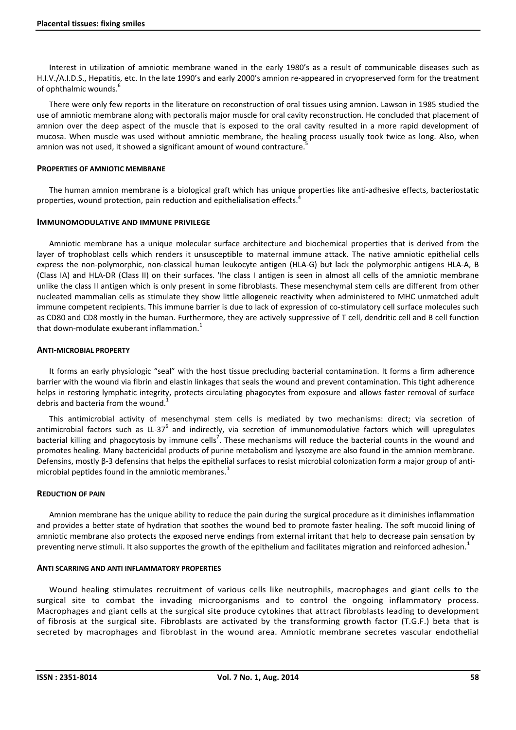Interest in utilization of amniotic membrane waned in the early 1980's as a result of communicable diseases such as H.I.V./A.I.D.S., Hepatitis, etc. In the late 1990's and early 2000's amnion re-appeared in cryopreserved form for the treatment of ophthalmic wounds.[6]

There were only few reports in the literature on reconstruction of oral tissues using amnion. Lawson in 1985 studied the use of amniotic membrane along with pectoralis major muscle for oral cavity reconstruction. He concluded that placement of amnion over the deep aspect of the muscle that is exposed to the oral cavity resulted in a more rapid development of mucosa. When muscle was used without amniotic membrane, the healing process usually took twice as long. Also, when amnion was not used, it showed a significant amount of wound contracture.[5]

### Properties of amniotic membrane

The human amnion membrane is a biological graft which has unique properties like anti-adhesive effects, bacteriostatic properties, wound protection, pain reduction and epithelialisation effects.[4]

### Immunomodulative and immune privilege

Amniotic membrane has a unique molecular surface architecture and biochemical properties that is derived from the layer of trophoblast cells which renders it unsusceptible to maternal immune attack. The native amniotic epithelial cells express the non-polymorphic, non-classical human leukocyte antigen (HLA-G) but lack the polymorphic antigens HLA-A, B (Class IA) and HLA-DR (Class II) on their surfaces. 'Ihe class I antigen is seen in almost all cells of the amniotic membrane unlike the class II antigen which is only present in some fibroblasts. These mesenchymal stem cells are different from other nucleated mammalian cells as stimulate they show little allogeneic reactivity when administered to MHC unmatched adult immune competent recipients. This immune barrier is due to lack of expression of co-stimulatory cell surface molecules such as CD80 and CD8 mostly in the human. Furthermore, they are actively suppressive of T cell, dendritic cell and B cell function that down-modulate exuberant inflammation.[1]

### Anti-microbial property

It forms an early physiologic "seal" with the host tissue precluding bacterial contamination. It forms a firm adherence barrier with the wound via fibrin and elastin linkages that seals the wound and prevent contamination. This tight adherence helps in restoring lymphatic integrity, protects circulating phagocytes from exposure and allows faster removal of surface debris and bacteria from the wound.[1]

This antimicrobial activity of mesenchymal stem cells is mediated by two mechanisms: direct; via secretion of antimicrobial factors such as LL-37[6] and indirectly, via secretion of immunomodulative factors which will upregulates bacterial killing and phagocytosis by immune cells[7]. These mechanisms will reduce the bacterial counts in the wound and promotes healing. Many bactericidal products of purine metabolism and lysozyme are also found in the amnion membrane. Defensins, mostly β-3 defensins that helps the epithelial surfaces to resist microbial colonization form a major group of anti-microbial peptides found in the amniotic membranes.[1]

### Reduction of pain

Amnion membrane has the unique ability to reduce the pain during the surgical procedure as it diminishes inflammation and provides a better state of hydration that soothes the wound bed to promote faster healing. The soft mucoid lining of amniotic membrane also protects the exposed nerve endings from external irritant that help to decrease pain sensation by preventing nerve stimuli. It also supportes the growth of the epithelium and facilitates migration and reinforced adhesion.[1]

### Anti scarring and anti inflammatory properties

Wound healing stimulates recruitment of various cells like neutrophils, macrophages and giant cells to the surgical site to combat the invading microorganisms and to control the ongoing inflammatory process. Macrophages and giant cells at the surgical site produce cytokines that attract fibroblasts leading to development of fibrosis at the surgical site. Fibroblasts are activated by the transforming growth factor (T.G.F.) beta that is secreted by macrophages and fibroblast in the wound area. Amniotic membrane secretes vascular endothelial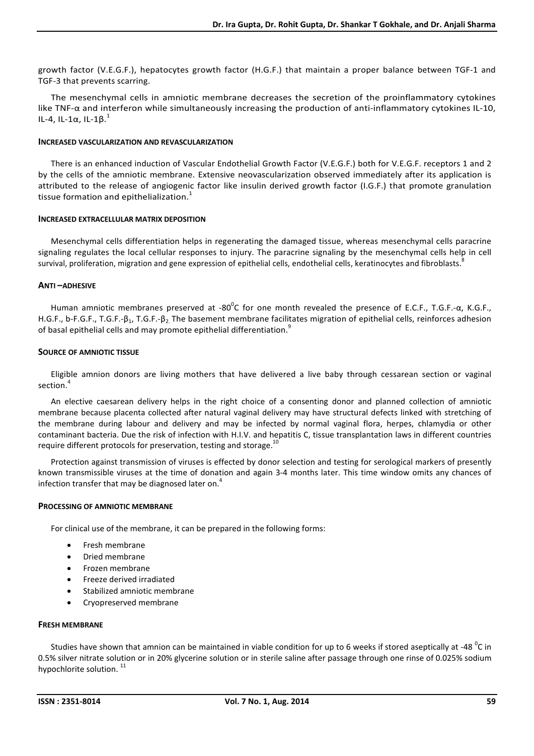growth factor (V.E.G.F.), hepatocytes growth factor (H.G.F.) that maintain a proper balance between TGF-1 and TGF-3 that prevents scarring.

The mesenchymal cells in amniotic membrane decreases the secretion of the proinflammatory cytokines like TNF-α and interferon while simultaneously increasing the production of anti-inflammatory cytokines IL-10, IL-4, IL-1α, IL-1β.[1]

#### INCREASED VASCULARIZATION AND REVASCULARIZATION

There is an enhanced induction of Vascular Endothelial Growth Factor (V.E.G.F.) both for V.E.G.F. receptors 1 and 2 by the cells of the amniotic membrane. Extensive neovascularization observed immediately after its application is attributed to the release of angiogenic factor like insulin derived growth factor (I.G.F.) that promote granulation tissue formation and epithelialization.[1]

#### INCREASED EXTRACELLULAR MATRIX DEPOSITION

Mesenchymal cells differentiation helps in regenerating the damaged tissue, whereas mesenchymal cells paracrine signaling regulates the local cellular responses to injury. The paracrine signaling by the mesenchymal cells help in cell survival, proliferation, migration and gene expression of epithelial cells, endothelial cells, keratinocytes and fibroblasts.[8]

#### ANTI –ADHESIVE

Human amniotic membranes preserved at -80$^0$C for one month revealed the presence of E.C.F., T.G.F.-α, K.G.F., H.G.F., b-F.G.F., T.G.F.-$\beta_1$, T.G.F.-$\beta_2$. The basement membrane facilitates migration of epithelial cells, reinforces adhesion of basal epithelial cells and may promote epithelial differentiation.[9]

#### SOURCE OF AMNIOTIC TISSUE

Eligible amnion donors are living mothers that have delivered a live baby through cessarean section or vaginal section.[4]

An elective caesarean delivery helps in the right choice of a consenting donor and planned collection of amniotic membrane because placenta collected after natural vaginal delivery may have structural defects linked with stretching of the membrane during labour and delivery and may be infected by normal vaginal flora, herpes, chlamydia or other contaminant bacteria. Due the risk of infection with H.I.V. and hepatitis C, tissue transplantation laws in different countries require different protocols for preservation, testing and storage.[10]

Protection against transmission of viruses is effected by donor selection and testing for serological markers of presently known transmissible viruses at the time of donation and again 3-4 months later. This time window omits any chances of infection transfer that may be diagnosed later on.[4]

#### PROCESSING OF AMNIOTIC MEMBRANE

For clinical use of the membrane, it can be prepared in the following forms:

- Fresh membrane
- Dried membrane
- Frozen membrane
- Freeze derived irradiated
- Stabilized amniotic membrane
- Cryopreserved membrane

#### FRESH MEMBRANE

Studies have shown that amnion can be maintained in viable condition for up to 6 weeks if stored aseptically at -48 $^0$C in 0.5% silver nitrate solution or in 20% glycerine solution or in sterile saline after passage through one rinse of 0.025% sodium hypochlorite solution.[11]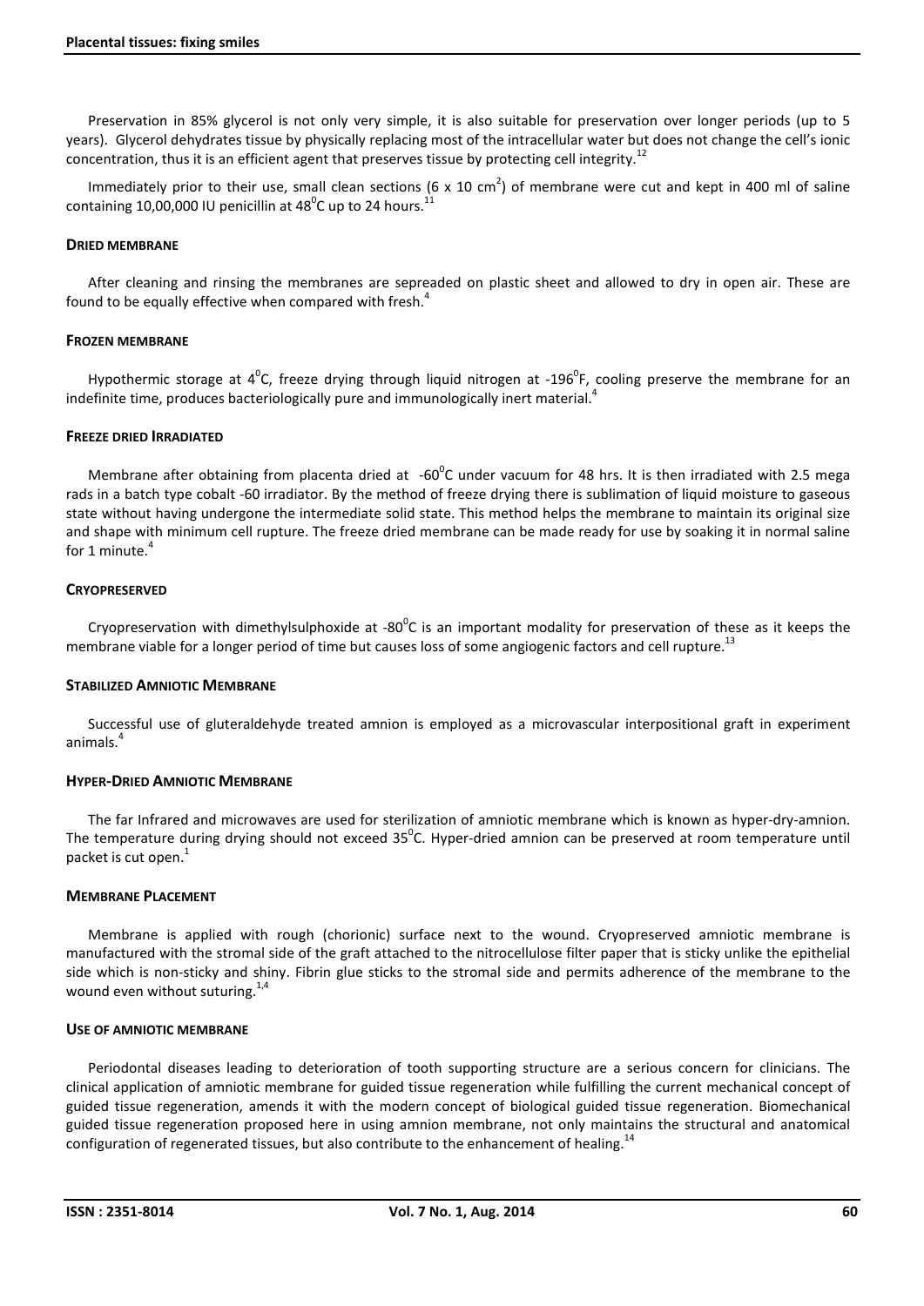Preservation in 85% glycerol is not only very simple, it is also suitable for preservation over longer periods (up to 5 years). Glycerol dehydrates tissue by physically replacing most of the intracellular water but does not change the cell's ionic concentration, thus it is an efficient agent that preserves tissue by protecting cell integrity.[12]

Immediately prior to their use, small clean sections (6 x 10 $cm^2$) of membrane were cut and kept in 400 ml of saline containing 10,00,000 IU penicillin at $48^0$C up to 24 hours.[11]

### DRIED MEMBRANE

After cleaning and rinsing the membranes are sepreaded on plastic sheet and allowed to dry in open air. These are found to be equally effective when compared with fresh.[4]

### FROZEN MEMBRANE

Hypothermic storage at $4^0$C, freeze drying through liquid nitrogen at -$196^0$F, cooling preserve the membrane for an indefinite time, produces bacteriologically pure and immunologically inert material.[4]

### FREEZE DRIED IRRADIATED

Membrane after obtaining from placenta dried at -$60^0$C under vacuum for 48 hrs. It is then irradiated with 2.5 mega rads in a batch type cobalt -60 irradiator. By the method of freeze drying there is sublimation of liquid moisture to gaseous state without having undergone the intermediate solid state. This method helps the membrane to maintain its original size and shape with minimum cell rupture. The freeze dried membrane can be made ready for use by soaking it in normal saline for 1 minute.[4]

### CRYOPRESERVED

Cryopreservation with dimethylsulphoxide at -$80^0$C is an important modality for preservation of these as it keeps the membrane viable for a longer period of time but causes loss of some angiogenic factors and cell rupture.[13]

### STABILIZED AMNIOTIC MEMBRANE

Successful use of gluteraldehyde treated amnion is employed as a microvascular interpositional graft in experiment animals.[4]

### HYPER-DRIED AMNIOTIC MEMBRANE

The far Infrared and microwaves are used for sterilization of amniotic membrane which is known as hyper-dry-amnion. The temperature during drying should not exceed $35^0$C. Hyper-dried amnion can be preserved at room temperature until packet is cut open.[1]

### MEMBRANE PLACEMENT

Membrane is applied with rough (chorionic) surface next to the wound. Cryopreserved amniotic membrane is manufactured with the stromal side of the graft attached to the nitrocellulose filter paper that is sticky unlike the epithelial side which is non-sticky and shiny. Fibrin glue sticks to the stromal side and permits adherence of the membrane to the wound even without suturing.[1,4]

### USE OF AMNIOTIC MEMBRANE

Periodontal diseases leading to deterioration of tooth supporting structure are a serious concern for clinicians. The clinical application of amniotic membrane for guided tissue regeneration while fulfilling the current mechanical concept of guided tissue regeneration, amends it with the modern concept of biological guided tissue regeneration. Biomechanical guided tissue regeneration proposed here in using amnion membrane, not only maintains the structural and anatomical configuration of regenerated tissues, but also contribute to the enhancement of healing.[14]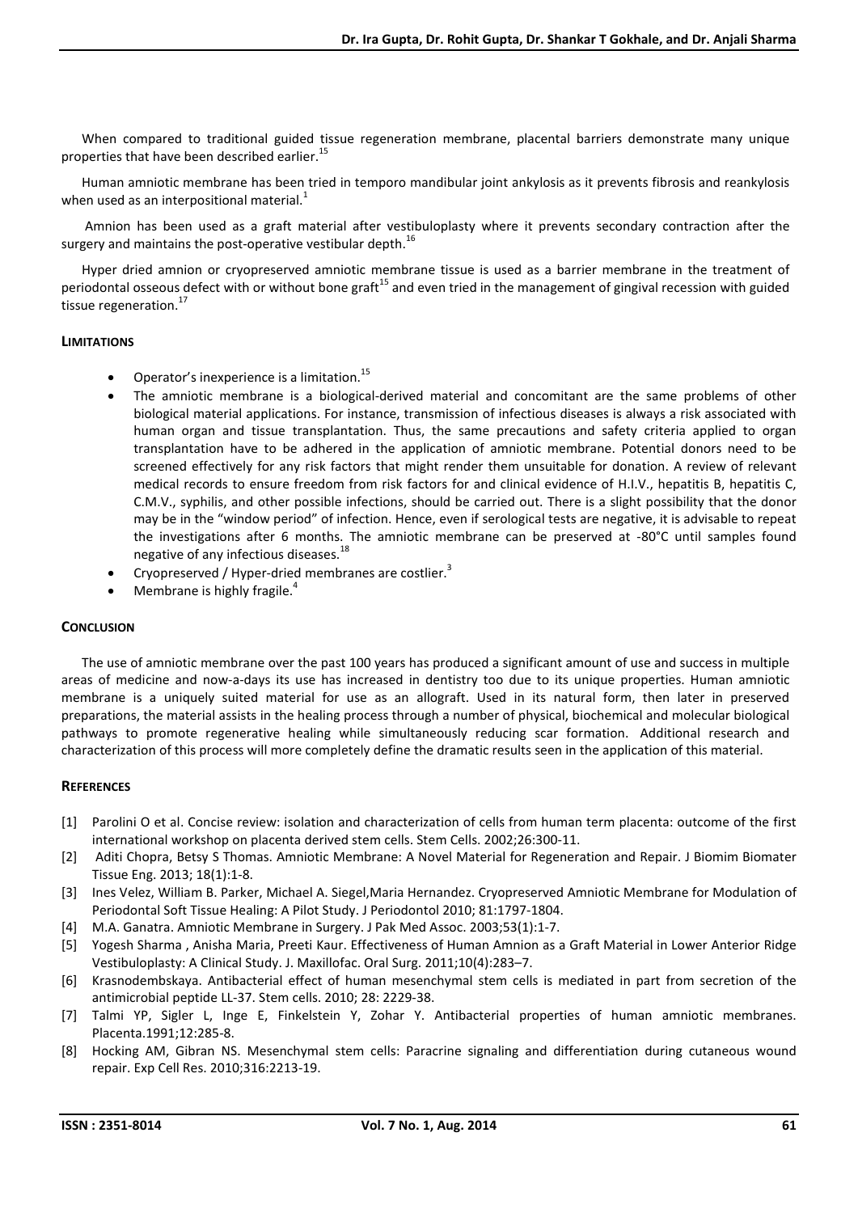When compared to traditional guided tissue regeneration membrane, placental barriers demonstrate many unique properties that have been described earlier.[15]

Human amniotic membrane has been tried in temporo mandibular joint ankylosis as it prevents fibrosis and reankylosis when used as an interpositional material.[1]

Amnion has been used as a graft material after vestibuloplasty where it prevents secondary contraction after the surgery and maintains the post-operative vestibular depth.[16]

Hyper dried amnion or cryopreserved amniotic membrane tissue is used as a barrier membrane in the treatment of periodontal osseous defect with or without bone graft[15] and even tried in the management of gingival recession with guided tissue regeneration.[17]

## LIMITATIONS

- Operator's inexperience is a limitation.[15]
- The amniotic membrane is a biological-derived material and concomitant are the same problems of other biological material applications. For instance, transmission of infectious diseases is always a risk associated with human organ and tissue transplantation. Thus, the same precautions and safety criteria applied to organ transplantation have to be adhered in the application of amniotic membrane. Potential donors need to be screened effectively for any risk factors that might render them unsuitable for donation. A review of relevant medical records to ensure freedom from risk factors for and clinical evidence of H.I.V., hepatitis B, hepatitis C, C.M.V., syphilis, and other possible infections, should be carried out. There is a slight possibility that the donor may be in the "window period" of infection. Hence, even if serological tests are negative, it is advisable to repeat the investigations after 6 months. The amniotic membrane can be preserved at -80°C until samples found negative of any infectious diseases.[18]
- Cryopreserved / Hyper-dried membranes are costlier.[3]
- Membrane is highly fragile.[4]

## CONCLUSION

The use of amniotic membrane over the past 100 years has produced a significant amount of use and success in multiple areas of medicine and now-a-days its use has increased in dentistry too due to its unique properties. Human amniotic membrane is a uniquely suited material for use as an allograft. Used in its natural form, then later in preserved preparations, the material assists in the healing process through a number of physical, biochemical and molecular biological pathways to promote regenerative healing while simultaneously reducing scar formation. Additional research and characterization of this process will more completely define the dramatic results seen in the application of this material.

## REFERENCES

[1] Parolini O et al. Concise review: isolation and characterization of cells from human term placenta: outcome of the first international workshop on placenta derived stem cells. Stem Cells. 2002;26:300-11.

[2] Aditi Chopra, Betsy S Thomas. Amniotic Membrane: A Novel Material for Regeneration and Repair. J Biomim Biomater Tissue Eng. 2013; 18(1):1-8.

[3] Ines Velez, William B. Parker, Michael A. Siegel,Maria Hernandez. Cryopreserved Amniotic Membrane for Modulation of Periodontal Soft Tissue Healing: A Pilot Study. J Periodontol 2010; 81:1797-1804.

[4] M.A. Ganatra. Amniotic Membrane in Surgery. J Pak Med Assoc. 2003;53(1):1-7.

[5] Yogesh Sharma , Anisha Maria, Preeti Kaur. Effectiveness of Human Amnion as a Graft Material in Lower Anterior Ridge Vestibuloplasty: A Clinical Study. J. Maxillofac. Oral Surg. 2011;10(4):283–7.

[6] Krasnodembskaya. Antibacterial effect of human mesenchymal stem cells is mediated in part from secretion of the antimicrobial peptide LL-37. Stem cells. 2010; 28: 2229-38.

[7] Talmi YP, Sigler L, Inge E, Finkelstein Y, Zohar Y. Antibacterial properties of human amniotic membranes. Placenta.1991;12:285-8.

[8] Hocking AM, Gibran NS. Mesenchymal stem cells: Paracrine signaling and differentiation during cutaneous wound repair. Exp Cell Res. 2010;316:2213-19.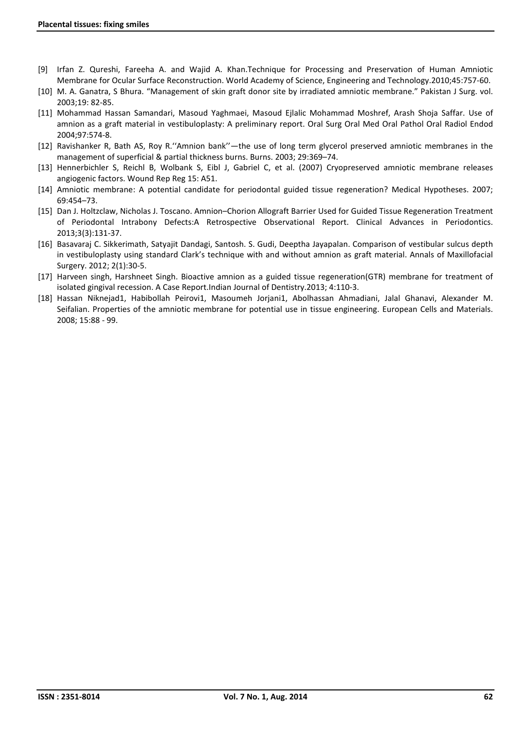[9] Irfan Z. Qureshi, Fareeha A. and Wajid A. Khan.Technique for Processing and Preservation of Human Amniotic Membrane for Ocular Surface Reconstruction. World Academy of Science, Engineering and Technology.2010;45:757-60.

[10] M. A. Ganatra, S Bhura. "Management of skin graft donor site by irradiated amniotic membrane." Pakistan J Surg. vol. 2003;19: 82-85.

[11] Mohammad Hassan Samandari, Masoud Yaghmaei, Masoud Ejlalic Mohammad Moshref, Arash Shoja Saffar. Use of amnion as a graft material in vestibuloplasty: A preliminary report. Oral Surg Oral Med Oral Pathol Oral Radiol Endod 2004;97:574-8.

[12] Ravishanker R, Bath AS, Roy R.''Amnion bank''—the use of long term glycerol preserved amniotic membranes in the management of superficial & partial thickness burns. Burns. 2003; 29:369–74.

[13] Hennerbichler S, Reichl B, Wolbank S, Eibl J, Gabriel C, et al. (2007) Cryopreserved amniotic membrane releases angiogenic factors. Wound Rep Reg 15: A51.

[14] Amniotic membrane: A potential candidate for periodontal guided tissue regeneration? Medical Hypotheses. 2007; 69:454–73.

[15] Dan J. Holtzclaw, Nicholas J. Toscano. Amnion–Chorion Allograft Barrier Used for Guided Tissue Regeneration Treatment of Periodontal Intrabony Defects:A Retrospective Observational Report. Clinical Advances in Periodontics. 2013;3(3):131-37.

[16] Basavaraj C. Sikkerimath, Satyajit Dandagi, Santosh. S. Gudi, Deeptha Jayapalan. Comparison of vestibular sulcus depth in vestibuloplasty using standard Clark's technique with and without amnion as graft material. Annals of Maxillofacial Surgery. 2012; 2(1):30-5.

[17] Harveen singh, Harshneet Singh. Bioactive amnion as a guided tissue regeneration(GTR) membrane for treatment of isolated gingival recession. A Case Report.Indian Journal of Dentistry.2013; 4:110-3.

[18] Hassan Niknejad1, Habibollah Peirovi1, Masoumeh Jorjani1, Abolhassan Ahmadiani, Jalal Ghanavi, Alexander M. Seifalian. Properties of the amniotic membrane for potential use in tissue engineering. European Cells and Materials. 2008; 15:88 - 99.